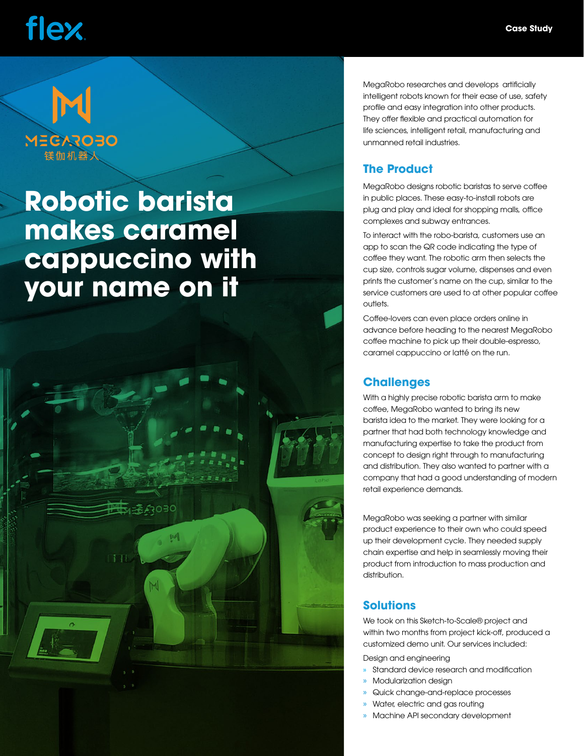flex.

Case Study

MEGAROBO
镁伽机器人

# Robotic barista makes caramel cappuccino with your name on it

MegaRobo researches and develops artificially intelligent robots known for their ease of use, safety profile and easy integration into other products. They offer flexible and practical automation for life sciences, intelligent retail, manufacturing and unmanned retail industries.

## The Product

MegaRobo designs robotic baristas to serve coffee in public places. These easy-to-install robots are plug and play and ideal for shopping malls, office complexes and subway entrances.

To interact with the robo-barista, customers use an app to scan the QR code indicating the type of coffee they want. The robotic arm then selects the cup size, controls sugar volume, dispenses and even prints the customer's name on the cup, similar to the service customers are used to at other popular coffee outlets.

Coffee-lovers can even place orders online in advance before heading to the nearest MegaRobo coffee machine to pick up their double-espresso, caramel cappuccino or latté on the run.

## Challenges

With a highly precise robotic barista arm to make coffee, MegaRobo wanted to bring its new barista idea to the market. They were looking for a partner that had both technology knowledge and manufacturing expertise to take the product from concept to design right through to manufacturing and distribution. They also wanted to partner with a company that had a good understanding of modern retail experience demands.

MegaRobo was seeking a partner with similar product experience to their own who could speed up their development cycle. They needed supply chain expertise and help in seamlessly moving their product from introduction to mass production and distribution.

## Solutions

We took on this Sketch-to-Scale® project and within two months from project kick-off, produced a customized demo unit. Our services included:

Design and engineering

- Standard device research and modification
- Modularization design
- Quick change-and-replace processes
- Water, electric and gas routing
- Machine API secondary development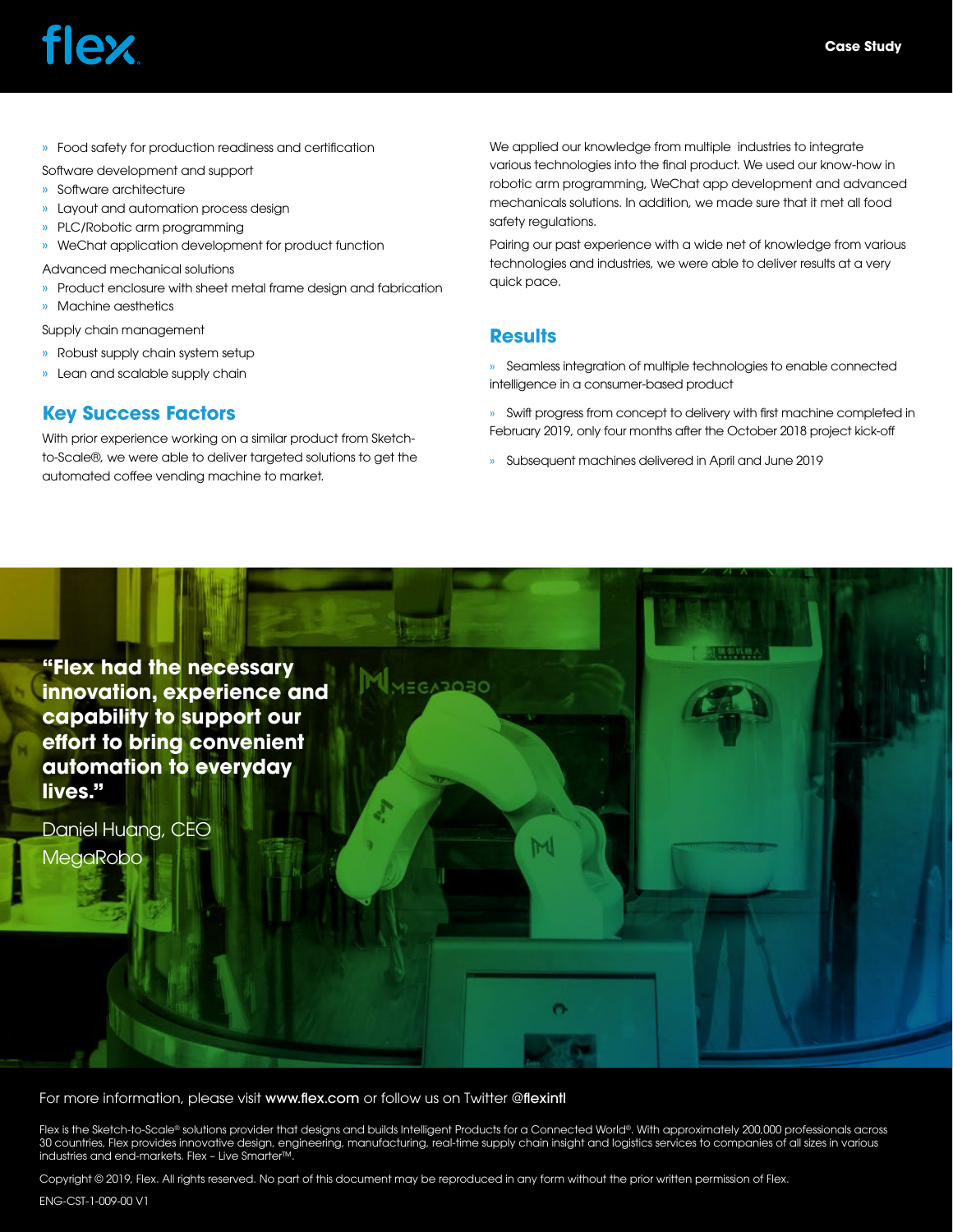- Food safety for production readiness and certification

Software development and support

- Software architecture
- Layout and automation process design
- PLC/Robotic arm programming
- WeChat application development for product function

Advanced mechanical solutions

- Product enclosure with sheet metal frame design and fabrication
- Machine aesthetics

Supply chain management

- Robust supply chain system setup
- Lean and scalable supply chain

## Key Success Factors

With prior experience working on a similar product from Sketch-to-Scale®, we were able to deliver targeted solutions to get the automated coffee vending machine to market.

We applied our knowledge from multiple industries to integrate various technologies into the final product. We used our know-how in robotic arm programming, WeChat app development and advanced mechanicals solutions. In addition, we made sure that it met all food safety regulations.

Pairing our past experience with a wide net of knowledge from various technologies and industries, we were able to deliver results at a very quick pace.

## Results

- Seamless integration of multiple technologies to enable connected intelligence in a consumer-based product
- Swift progress from concept to delivery with first machine completed in February 2019, only four months after the October 2018 project kick-off
- Subsequent machines delivered in April and June 2019

**"Flex had the necessary innovation, experience and capability to support our effort to bring convenient automation to everyday lives."**

Daniel Huang, CEO
MegaRobo

For more information, please visit **www.flex.com** or follow us on Twitter **@flexintl**

Flex is the Sketch-to-Scale® solutions provider that designs and builds Intelligent Products for a Connected World®. With approximately 200,000 professionals across 30 countries, Flex provides innovative design, engineering, manufacturing, real-time supply chain insight and logistics services to companies of all sizes in various industries and end-markets. Flex – Live Smarter™.

Copyright © 2019, Flex. All rights reserved. No part of this document may be reproduced in any form without the prior written permission of Flex.

ENG-CST-1-009-00 V1